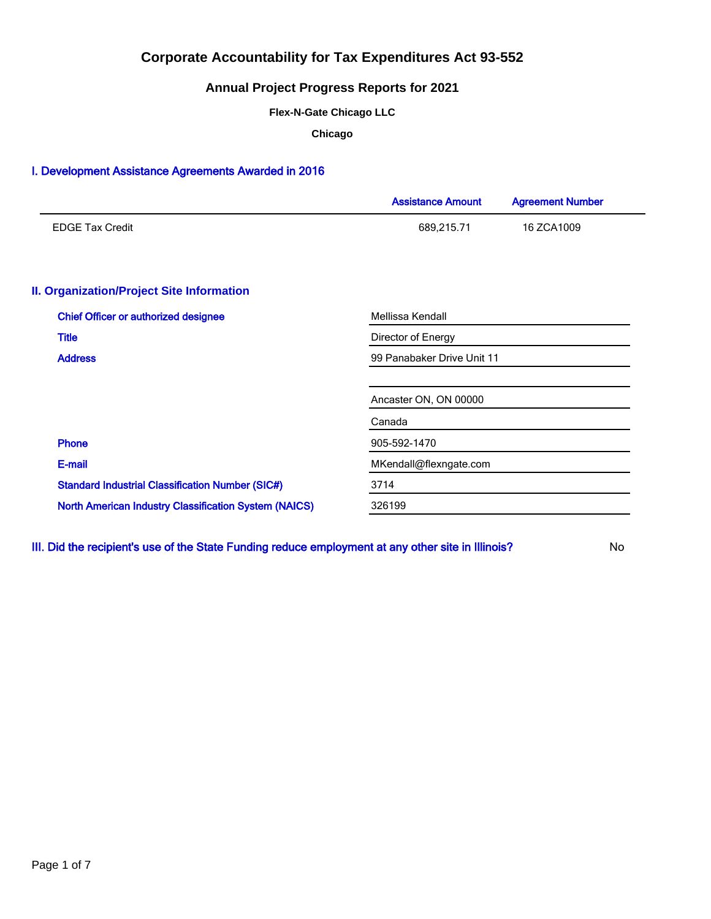# Corporate Accountability for Tax Expenditures Act 93-552

## Annual Project Progress Reports for 2021

**Flex-N-Gate Chicago LLC**

**Chicago**

## I. Development Assistance Agreements Awarded in 2016

| | Assistance Amount | Agreement Number |
|---|---|---|
| EDGE Tax Credit | 689,215.71 | 16 ZCA1009 |

## II. Organization/Project Site Information

| | |
|---|---|
| Chief Officer or authorized designee | Mellissa Kendall |
| Title | Director of Energy |
| Address | 99 Panabaker Drive Unit 11 |
| | |
| | Ancaster ON, ON 00000 |
| | Canada |
| Phone | 905-592-1470 |
| E-mail | MKendall@flexngate.com |
| Standard Industrial Classification Number (SIC#) | 3714 |
| North American Industry Classification System (NAICS) | 326199 |

## III. Did the recipient's use of the State Funding reduce employment at any other site in Illinois?

No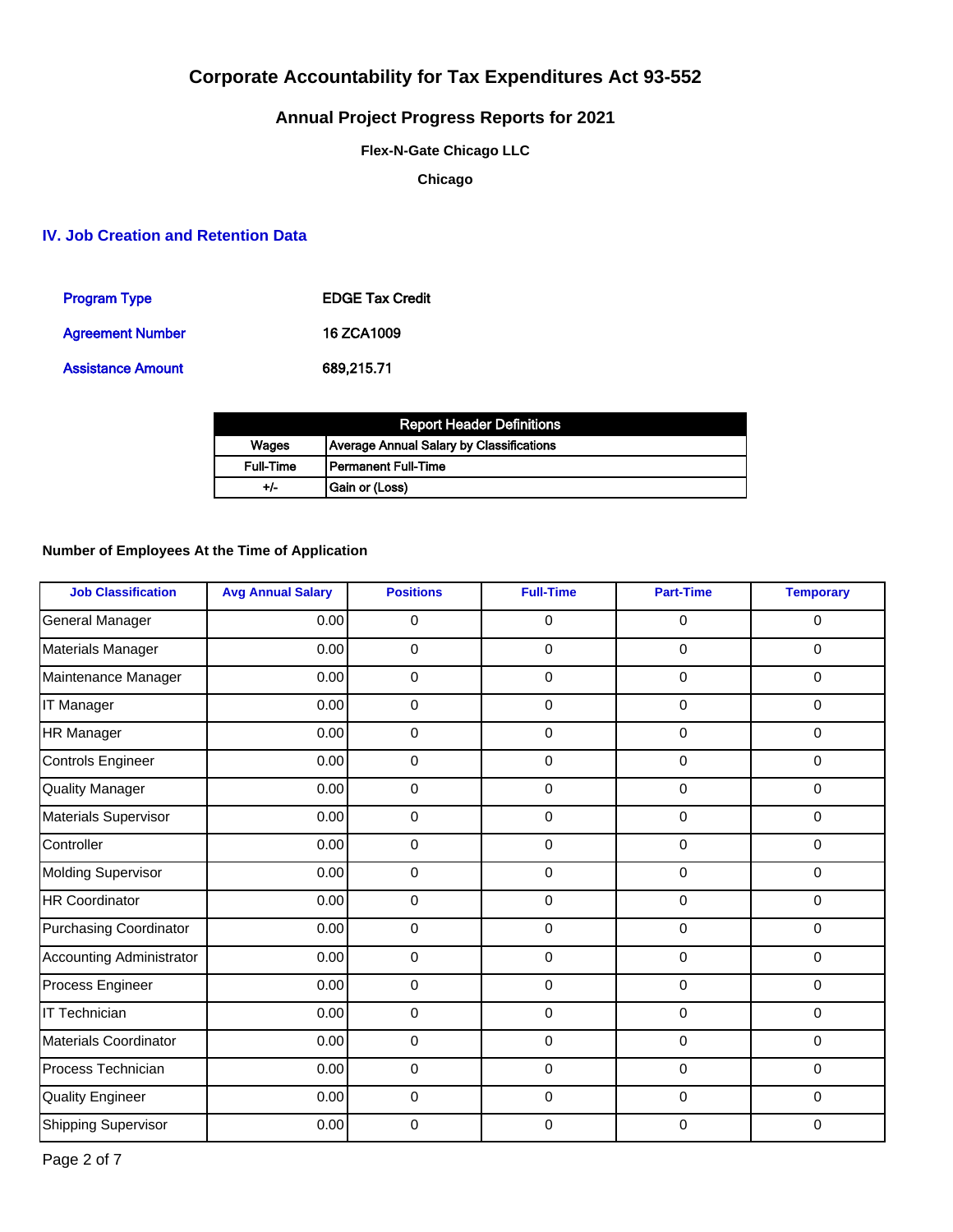# Corporate Accountability for Tax Expenditures Act 93-552

## Annual Project Progress Reports for 2021

**Flex-N-Gate Chicago LLC**

**Chicago**

### IV. Job Creation and Retention Data

| | |
|---|---|
| Program Type | EDGE Tax Credit |
| Agreement Number | 16 ZCA1009 |
| Assistance Amount | 689,215.71 |

| Report Header Definitions | |
|---|---|
| Wages | Average Annual Salary by Classifications |
| Full-Time | Permanent Full-Time |
| +/- | Gain or (Loss) |

**Number of Employees At the Time of Application**

| Job Classification | Avg Annual Salary | Positions | Full-Time | Part-Time | Temporary |
|---|---|---|---|---|---|
| General Manager | 0.00 | 0 | 0 | 0 | 0 |
| Materials Manager | 0.00 | 0 | 0 | 0 | 0 |
| Maintenance Manager | 0.00 | 0 | 0 | 0 | 0 |
| IT Manager | 0.00 | 0 | 0 | 0 | 0 |
| HR Manager | 0.00 | 0 | 0 | 0 | 0 |
| Controls Engineer | 0.00 | 0 | 0 | 0 | 0 |
| Quality Manager | 0.00 | 0 | 0 | 0 | 0 |
| Materials Supervisor | 0.00 | 0 | 0 | 0 | 0 |
| Controller | 0.00 | 0 | 0 | 0 | 0 |
| Molding Supervisor | 0.00 | 0 | 0 | 0 | 0 |
| HR Coordinator | 0.00 | 0 | 0 | 0 | 0 |
| Purchasing Coordinator | 0.00 | 0 | 0 | 0 | 0 |
| Accounting Administrator | 0.00 | 0 | 0 | 0 | 0 |
| Process Engineer | 0.00 | 0 | 0 | 0 | 0 |
| IT Technician | 0.00 | 0 | 0 | 0 | 0 |
| Materials Coordinator | 0.00 | 0 | 0 | 0 | 0 |
| Process Technician | 0.00 | 0 | 0 | 0 | 0 |
| Quality Engineer | 0.00 | 0 | 0 | 0 | 0 |
| Shipping Supervisor | 0.00 | 0 | 0 | 0 | 0 |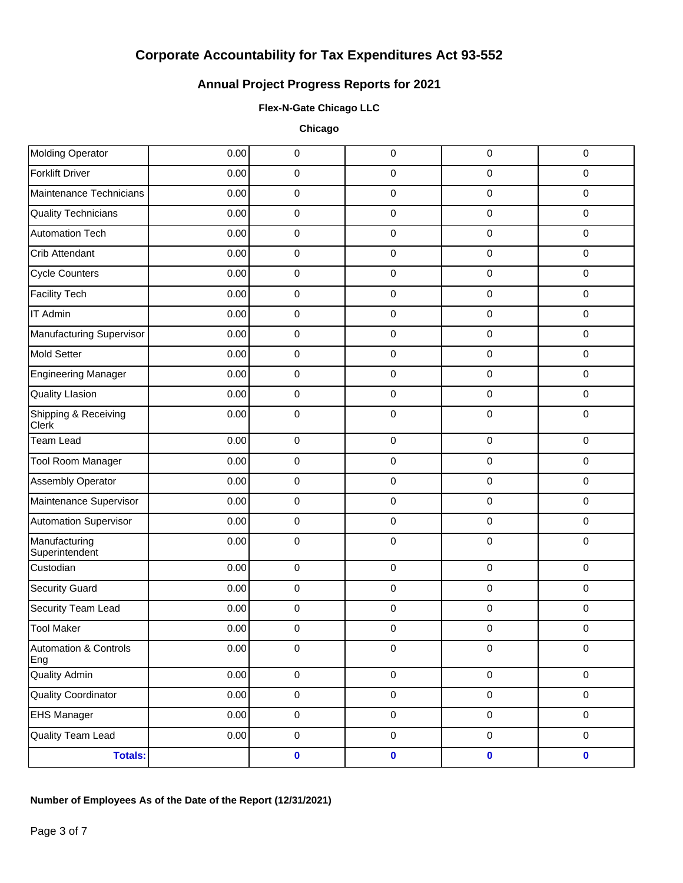# Corporate Accountability for Tax Expenditures Act 93-552

## Annual Project Progress Reports for 2021

### Flex-N-Gate Chicago LLC

### Chicago

| | | | | | |
|---|---|---|---|---|---|
| Molding Operator | 0.00 | 0 | 0 | 0 | 0 |
| Forklift Driver | 0.00 | 0 | 0 | 0 | 0 |
| Maintenance Technicians | 0.00 | 0 | 0 | 0 | 0 |
| Quality Technicians | 0.00 | 0 | 0 | 0 | 0 |
| Automation Tech | 0.00 | 0 | 0 | 0 | 0 |
| Crib Attendant | 0.00 | 0 | 0 | 0 | 0 |
| Cycle Counters | 0.00 | 0 | 0 | 0 | 0 |
| Facility Tech | 0.00 | 0 | 0 | 0 | 0 |
| IT Admin | 0.00 | 0 | 0 | 0 | 0 |
| Manufacturing Supervisor | 0.00 | 0 | 0 | 0 | 0 |
| Mold Setter | 0.00 | 0 | 0 | 0 | 0 |
| Engineering Manager | 0.00 | 0 | 0 | 0 | 0 |
| Quality LIasion | 0.00 | 0 | 0 | 0 | 0 |
| Shipping & Receiving Clerk | 0.00 | 0 | 0 | 0 | 0 |
| Team Lead | 0.00 | 0 | 0 | 0 | 0 |
| Tool Room Manager | 0.00 | 0 | 0 | 0 | 0 |
| Assembly Operator | 0.00 | 0 | 0 | 0 | 0 |
| Maintenance Supervisor | 0.00 | 0 | 0 | 0 | 0 |
| Automation Supervisor | 0.00 | 0 | 0 | 0 | 0 |
| Manufacturing Superintendent | 0.00 | 0 | 0 | 0 | 0 |
| Custodian | 0.00 | 0 | 0 | 0 | 0 |
| Security Guard | 0.00 | 0 | 0 | 0 | 0 |
| Security Team Lead | 0.00 | 0 | 0 | 0 | 0 |
| Tool Maker | 0.00 | 0 | 0 | 0 | 0 |
| Automation & Controls Eng | 0.00 | 0 | 0 | 0 | 0 |
| Quality Admin | 0.00 | 0 | 0 | 0 | 0 |
| Quality Coordinator | 0.00 | 0 | 0 | 0 | 0 |
| EHS Manager | 0.00 | 0 | 0 | 0 | 0 |
| Quality Team Lead | 0.00 | 0 | 0 | 0 | 0 |
| **Totals:** | | **0** | **0** | **0** | **0** |

**Number of Employees As of the Date of the Report (12/31/2021)**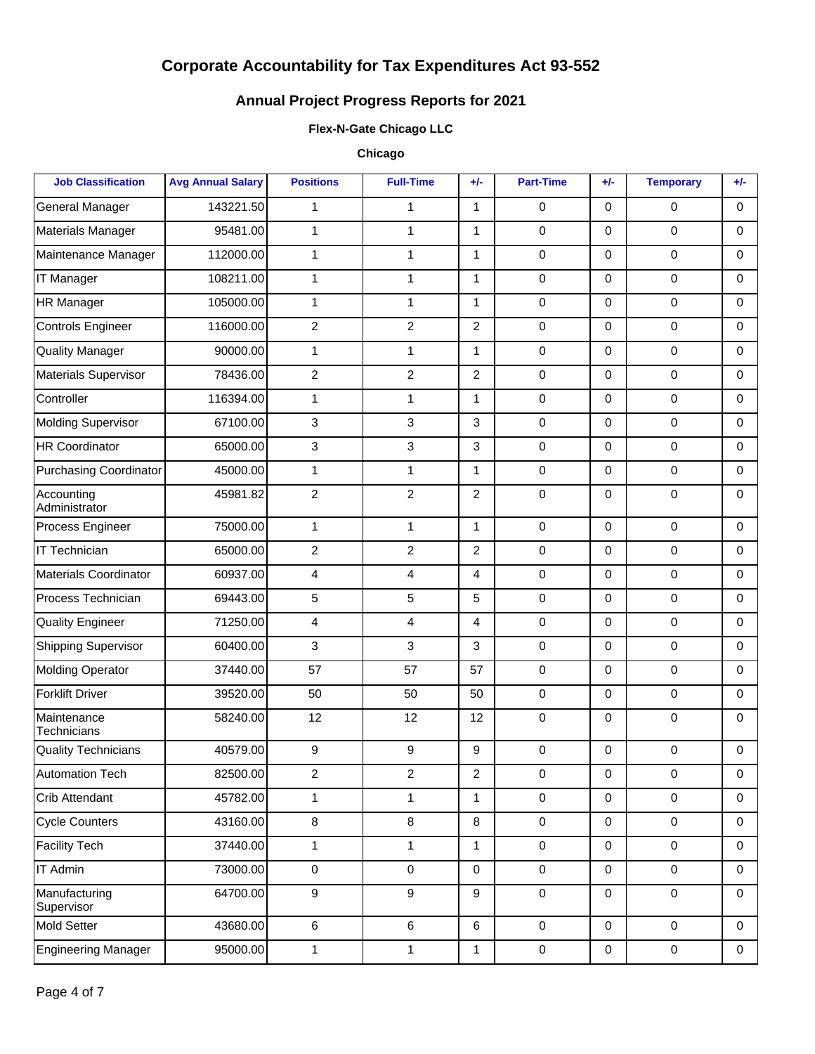# Corporate Accountability for Tax Expenditures Act 93-552

## Annual Project Progress Reports for 2021

### Flex-N-Gate Chicago LLC

### Chicago

| Job Classification | Avg Annual Salary | Positions | Full-Time | +/- | Part-Time | +/- | Temporary | +/- |
|---|---|---|---|---|---|---|---|---|
| General Manager | 143221.50 | 1 | 1 | 1 | 0 | 0 | 0 | 0 |
| Materials Manager | 95481.00 | 1 | 1 | 1 | 0 | 0 | 0 | 0 |
| Maintenance Manager | 112000.00 | 1 | 1 | 1 | 0 | 0 | 0 | 0 |
| IT Manager | 108211.00 | 1 | 1 | 1 | 0 | 0 | 0 | 0 |
| HR Manager | 105000.00 | 1 | 1 | 1 | 0 | 0 | 0 | 0 |
| Controls Engineer | 116000.00 | 2 | 2 | 2 | 0 | 0 | 0 | 0 |
| Quality Manager | 90000.00 | 1 | 1 | 1 | 0 | 0 | 0 | 0 |
| Materials Supervisor | 78436.00 | 2 | 2 | 2 | 0 | 0 | 0 | 0 |
| Controller | 116394.00 | 1 | 1 | 1 | 0 | 0 | 0 | 0 |
| Molding Supervisor | 67100.00 | 3 | 3 | 3 | 0 | 0 | 0 | 0 |
| HR Coordinator | 65000.00 | 3 | 3 | 3 | 0 | 0 | 0 | 0 |
| Purchasing Coordinator | 45000.00 | 1 | 1 | 1 | 0 | 0 | 0 | 0 |
| Accounting Administrator | 45981.82 | 2 | 2 | 2 | 0 | 0 | 0 | 0 |
| Process Engineer | 75000.00 | 1 | 1 | 1 | 0 | 0 | 0 | 0 |
| IT Technician | 65000.00 | 2 | 2 | 2 | 0 | 0 | 0 | 0 |
| Materials Coordinator | 60937.00 | 4 | 4 | 4 | 0 | 0 | 0 | 0 |
| Process Technician | 69443.00 | 5 | 5 | 5 | 0 | 0 | 0 | 0 |
| Quality Engineer | 71250.00 | 4 | 4 | 4 | 0 | 0 | 0 | 0 |
| Shipping Supervisor | 60400.00 | 3 | 3 | 3 | 0 | 0 | 0 | 0 |
| Molding Operator | 37440.00 | 57 | 57 | 57 | 0 | 0 | 0 | 0 |
| Forklift Driver | 39520.00 | 50 | 50 | 50 | 0 | 0 | 0 | 0 |
| Maintenance Technicians | 58240.00 | 12 | 12 | 12 | 0 | 0 | 0 | 0 |
| Quality Technicians | 40579.00 | 9 | 9 | 9 | 0 | 0 | 0 | 0 |
| Automation Tech | 82500.00 | 2 | 2 | 2 | 0 | 0 | 0 | 0 |
| Crib Attendant | 45782.00 | 1 | 1 | 1 | 0 | 0 | 0 | 0 |
| Cycle Counters | 43160.00 | 8 | 8 | 8 | 0 | 0 | 0 | 0 |
| Facility Tech | 37440.00 | 1 | 1 | 1 | 0 | 0 | 0 | 0 |
| IT Admin | 73000.00 | 0 | 0 | 0 | 0 | 0 | 0 | 0 |
| Manufacturing Supervisor | 64700.00 | 9 | 9 | 9 | 0 | 0 | 0 | 0 |
| Mold Setter | 43680.00 | 6 | 6 | 6 | 0 | 0 | 0 | 0 |
| Engineering Manager | 95000.00 | 1 | 1 | 1 | 0 | 0 | 0 | 0 |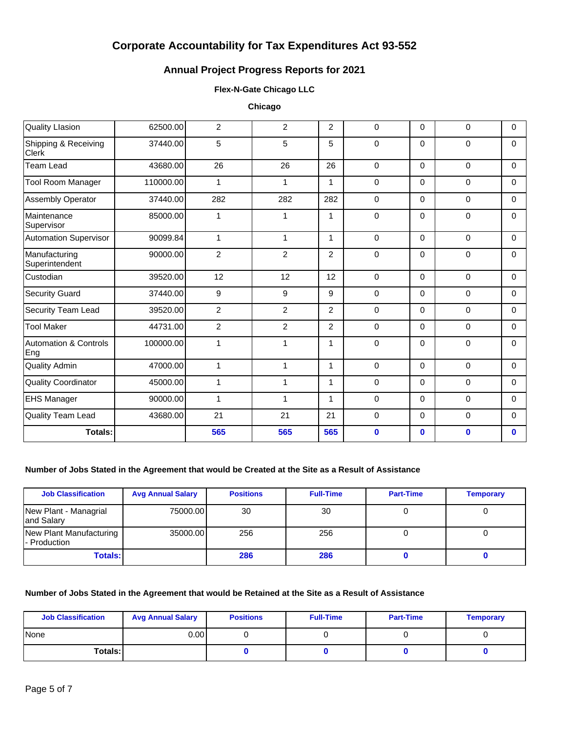# Corporate Accountability for Tax Expenditures Act 93-552

## Annual Project Progress Reports for 2021

### Flex-N-Gate Chicago LLC

### Chicago

| | | | | | | | | |
|---|---|---|---|---|---|---|---|---|
| Quality LIasion | 62500.00 | 2 | 2 | 2 | 0 | 0 | 0 | 0 |
| Shipping & Receiving Clerk | 37440.00 | 5 | 5 | 5 | 0 | 0 | 0 | 0 |
| Team Lead | 43680.00 | 26 | 26 | 26 | 0 | 0 | 0 | 0 |
| Tool Room Manager | 110000.00 | 1 | 1 | 1 | 0 | 0 | 0 | 0 |
| Assembly Operator | 37440.00 | 282 | 282 | 282 | 0 | 0 | 0 | 0 |
| Maintenance Supervisor | 85000.00 | 1 | 1 | 1 | 0 | 0 | 0 | 0 |
| Automation Supervisor | 90099.84 | 1 | 1 | 1 | 0 | 0 | 0 | 0 |
| Manufacturing Superintendent | 90000.00 | 2 | 2 | 2 | 0 | 0 | 0 | 0 |
| Custodian | 39520.00 | 12 | 12 | 12 | 0 | 0 | 0 | 0 |
| Security Guard | 37440.00 | 9 | 9 | 9 | 0 | 0 | 0 | 0 |
| Security Team Lead | 39520.00 | 2 | 2 | 2 | 0 | 0 | 0 | 0 |
| Tool Maker | 44731.00 | 2 | 2 | 2 | 0 | 0 | 0 | 0 |
| Automation & Controls Eng | 100000.00 | 1 | 1 | 1 | 0 | 0 | 0 | 0 |
| Quality Admin | 47000.00 | 1 | 1 | 1 | 0 | 0 | 0 | 0 |
| Quality Coordinator | 45000.00 | 1 | 1 | 1 | 0 | 0 | 0 | 0 |
| EHS Manager | 90000.00 | 1 | 1 | 1 | 0 | 0 | 0 | 0 |
| Quality Team Lead | 43680.00 | 21 | 21 | 21 | 0 | 0 | 0 | 0 |
| **Totals:** | | **565** | **565** | **565** | **0** | **0** | **0** | **0** |

**Number of Jobs Stated in the Agreement that would be Created at the Site as a Result of Assistance**

| Job Classification | Avg Annual Salary | Positions | Full-Time | Part-Time | Temporary |
|---|---|---|---|---|---|
| New Plant - Managrial and Salary | 75000.00 | 30 | 30 | 0 | 0 |
| New Plant Manufacturing - Production | 35000.00 | 256 | 256 | 0 | 0 |
| **Totals:** | | **286** | **286** | **0** | **0** |

**Number of Jobs Stated in the Agreement that would be Retained at the Site as a Result of Assistance**

| Job Classification | Avg Annual Salary | Positions | Full-Time | Part-Time | Temporary |
|---|---|---|---|---|---|
| None | 0.00 | 0 | 0 | 0 | 0 |
| **Totals:** | | **0** | **0** | **0** | **0** |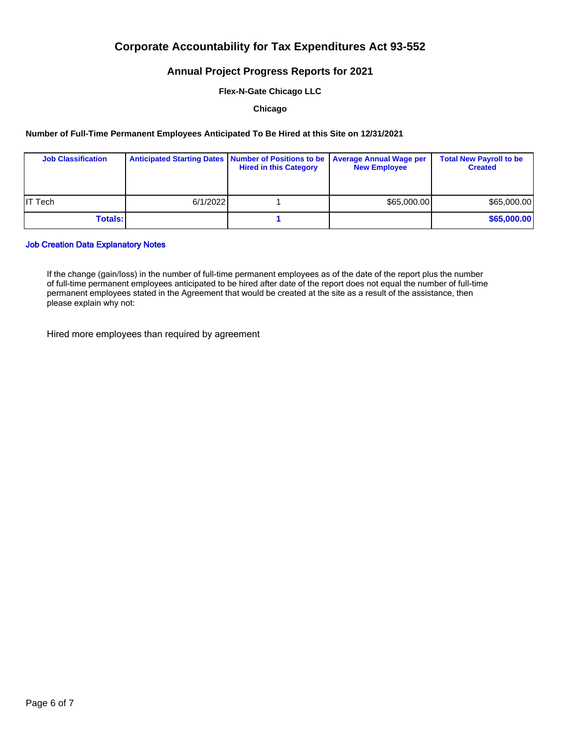# Corporate Accountability for Tax Expenditures Act 93-552

## Annual Project Progress Reports for 2021

**Flex-N-Gate Chicago LLC**

**Chicago**

**Number of Full-Time Permanent Employees Anticipated To Be Hired at this Site on 12/31/2021**

| Job Classification | Anticipated Starting Dates | Number of Positions to be Hired in this Category | Average Annual Wage per New Employee | Total New Payroll to be Created |
|---|---|---|---|---|
| IT Tech | 6/1/2022 | 1 | $65,000.00 | $65,000.00 |
| **Totals:** | | **1** | | **$65,000.00** |

### Job Creation Data Explanatory Notes

If the change (gain/loss) in the number of full-time permanent employees as of the date of the report plus the number of full-time permanent employees anticipated to be hired after date of the report does not equal the number of full-time permanent employees stated in the Agreement that would be created at the site as a result of the assistance, then please explain why not:

Hired more employees than required by agreement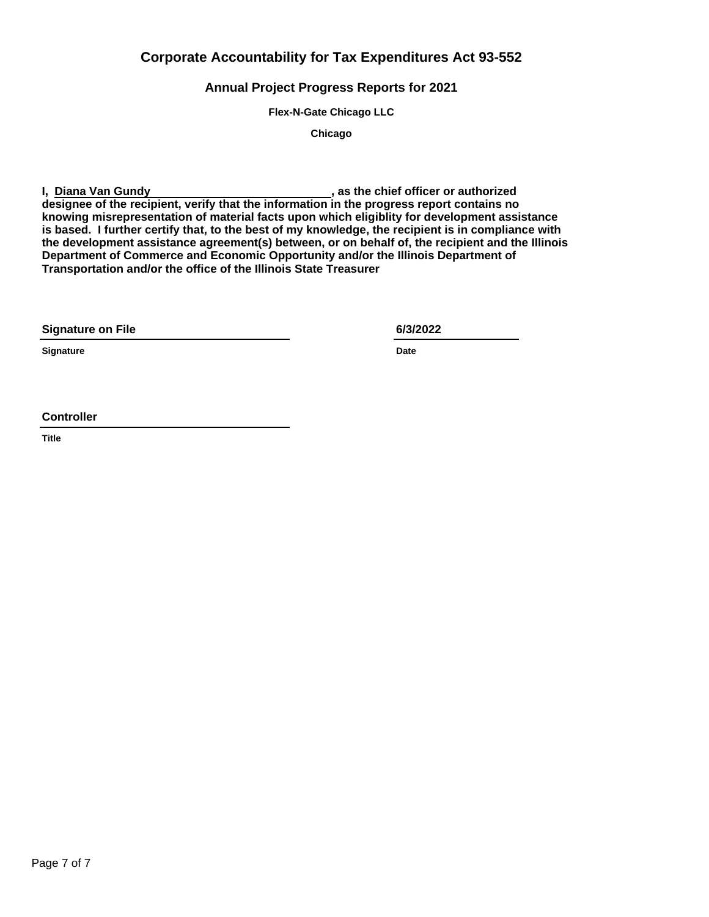# Corporate Accountability for Tax Expenditures Act 93-552

## Annual Project Progress Reports for 2021

**Flex-N-Gate Chicago LLC**

**Chicago**

**I, Diana Van Gundy, as the chief officer or authorized designee of the recipient, verify that the information in the progress report contains no knowing misrepresentation of material facts upon which eligiblity for development assistance is based. I further certify that, to the best of my knowledge, the recipient is in compliance with the development assistance agreement(s) between, or on behalf of, the recipient and the Illinois Department of Commerce and Economic Opportunity and/or the Illinois Department of Transportation and/or the office of the Illinois State Treasurer**

**Signature on File**
**Signature**

**6/3/2022**
**Date**

**Controller**
**Title**